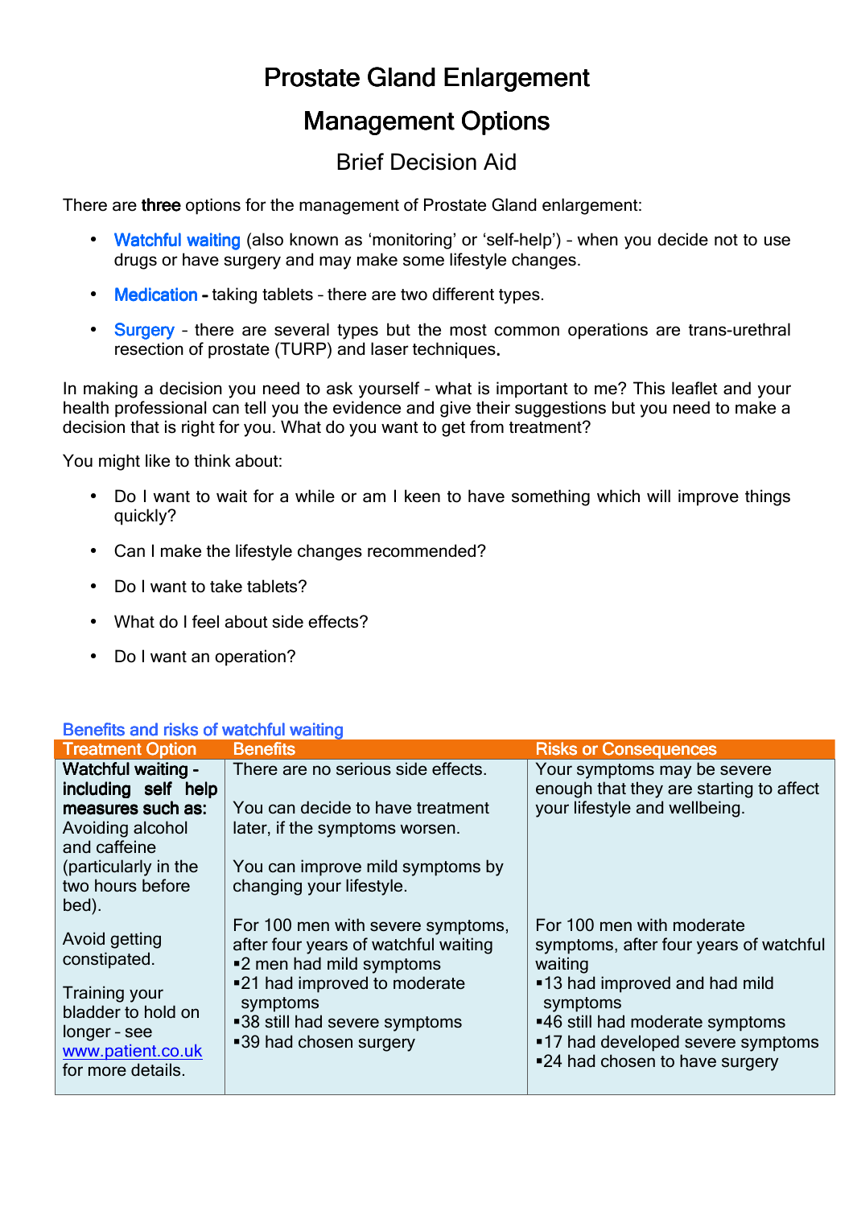# Prostate Gland Enlargement

# Management Options

## Brief Decision Aid

There are **three** options for the management of Prostate Gland enlargement:

- **Watchful waiting** (also known as 'monitoring' or 'self-help') – when you decide not to use drugs or have surgery and may make some lifestyle changes.
- **Medication -** taking tablets – there are two different types.
- **Surgery** – there are several types but the most common operations are trans-urethral resection of prostate (TURP) and laser techniques.

In making a decision you need to ask yourself – what is important to me? This leaflet and your health professional can tell you the evidence and give their suggestions but you need to make a decision that is right for you. What do you want to get from treatment?

You might like to think about:

- Do I want to wait for a while or am I keen to have something which will improve things quickly?
- Can I make the lifestyle changes recommended?
- Do I want to take tablets?
- What do I feel about side effects?
- Do I want an operation?

### Benefits and risks of watchful waiting

| Treatment Option | Benefits | Risks or Consequences |
|---|---|---|
| **Watchful waiting - including self help measures such as:** Avoiding alcohol and caffeine (particularly in the two hours before bed). | There are no serious side effects.<br><br>You can decide to have treatment later, if the symptoms worsen.<br><br>You can improve mild symptoms by changing your lifestyle. | Your symptoms may be severe enough that they are starting to affect your lifestyle and wellbeing. |
| Avoid getting constipated.<br><br>Training your bladder to hold on longer – see www.patient.co.uk for more details. | For 100 men with severe symptoms, after four years of watchful waiting<br>▪ 2 men had mild symptoms<br>▪ 21 had improved to moderate symptoms<br>▪ 38 still had severe symptoms<br>▪ 39 had chosen surgery | For 100 men with moderate symptoms, after four years of watchful waiting<br>▪ 13 had improved and had mild symptoms<br>▪ 46 still had moderate symptoms<br>▪ 17 had developed severe symptoms<br>▪ 24 had chosen to have surgery |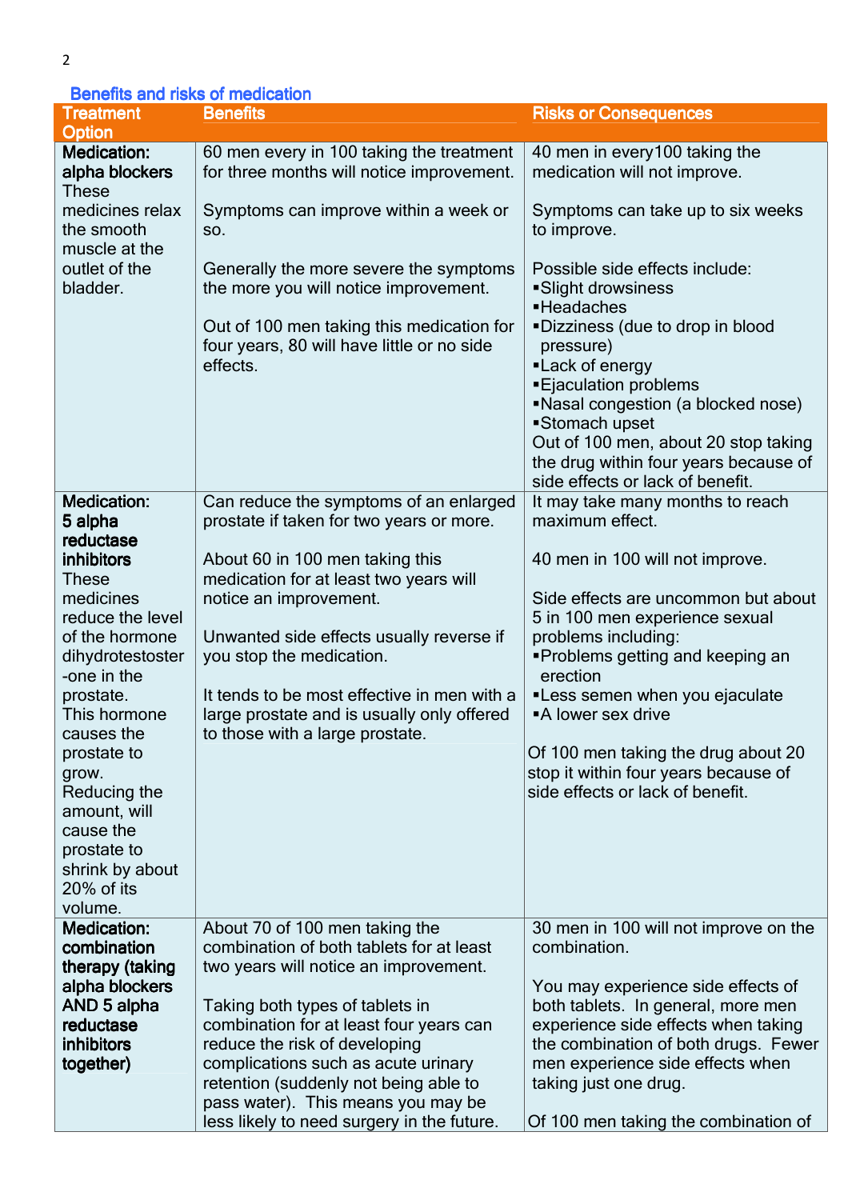## Benefits and risks of medication

| Treatment Option | Benefits | Risks or Consequences |
|---|---|---|
| **Medication: alpha blockers** These medicines relax the smooth muscle at the outlet of the bladder. | 60 men every in 100 taking the treatment for three months will notice improvement.<br><br>Symptoms can improve within a week or so.<br><br>Generally the more severe the symptoms the more you will notice improvement.<br><br>Out of 100 men taking this medication for four years, 80 will have little or no side effects. | 40 men in every100 taking the medication will not improve.<br><br>Symptoms can take up to six weeks to improve.<br><br>Possible side effects include:<br>▪Slight drowsiness<br>▪Headaches<br>▪Dizziness (due to drop in blood pressure)<br>▪Lack of energy<br>▪Ejaculation problems<br>▪Nasal congestion (a blocked nose)<br>▪Stomach upset<br>Out of 100 men, about 20 stop taking the drug within four years because of side effects or lack of benefit. |
| **Medication: 5 alpha reductase inhibitors** These medicines reduce the level of the hormone dihydrotestoster-one in the prostate. This hormone causes the prostate to grow. Reducing the amount, will cause the prostate to shrink by about 20% of its volume. | Can reduce the symptoms of an enlarged prostate if taken for two years or more.<br><br>About 60 in 100 men taking this medication for at least two years will notice an improvement.<br><br>Unwanted side effects usually reverse if you stop the medication.<br><br>It tends to be most effective in men with a large prostate and is usually only offered to those with a large prostate. | It may take many months to reach maximum effect.<br><br>40 men in 100 will not improve.<br><br>Side effects are uncommon but about 5 in 100 men experience sexual problems including:<br>▪Problems getting and keeping an erection<br>▪Less semen when you ejaculate<br>▪A lower sex drive<br><br>Of 100 men taking the drug about 20 stop it within four years because of side effects or lack of benefit. |
| **Medication: combination therapy (taking alpha blockers AND 5 alpha reductase inhibitors together)** | About 70 of 100 men taking the combination of both tablets for at least two years will notice an improvement.<br><br>Taking both types of tablets in combination for at least four years can reduce the risk of developing complications such as acute urinary retention (suddenly not being able to pass water). This means you may be less likely to need surgery in the future. | 30 men in 100 will not improve on the combination.<br><br>You may experience side effects of both tablets. In general, more men experience side effects when taking the combination of both drugs. Fewer men experience side effects when taking just one drug.<br><br>Of 100 men taking the combination of |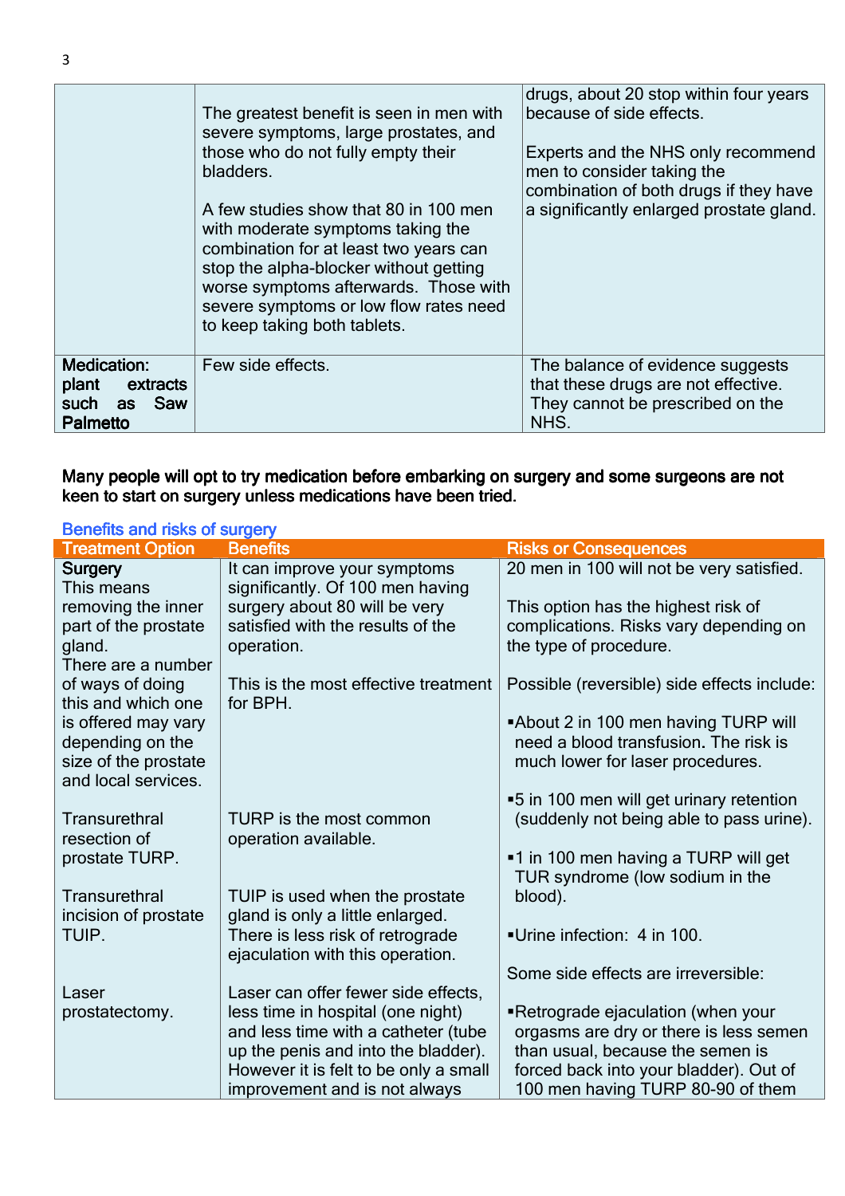| | | |
|---|---|---|
| | The greatest benefit is seen in men with severe symptoms, large prostates, and those who do not fully empty their bladders.<br><br>A few studies show that 80 in 100 men with moderate symptoms taking the combination for at least two years can stop the alpha-blocker without getting worse symptoms afterwards. Those with severe symptoms or low flow rates need to keep taking both tablets. | drugs, about 20 stop within four years because of side effects.<br><br>Experts and the NHS only recommend men to consider taking the combination of both drugs if they have a significantly enlarged prostate gland. |
| **Medication: plant extracts such as Saw Palmetto** | Few side effects. | The balance of evidence suggests that these drugs are not effective. They cannot be prescribed on the NHS. |

**Many people will opt to try medication before embarking on surgery and some surgeons are not keen to start on surgery unless medications have been tried.**

## Benefits and risks of surgery

| Treatment Option | Benefits | Risks or Consequences |
|---|---|---|
| **Surgery**<br>This means removing the inner part of the prostate gland.<br>There are a number of ways of doing this and which one is offered may vary depending on the size of the prostate and local services.<br><br>Transurethral resection of prostate TURP.<br><br>Transurethral incision of prostate TUIP.<br><br>Laser prostatectomy. | It can improve your symptoms significantly. Of 100 men having surgery about 80 will be very satisfied with the results of the operation.<br><br>This is the most effective treatment for BPH.<br><br>TURP is the most common operation available.<br><br>TUIP is used when the prostate gland is only a little enlarged. There is less risk of retrograde ejaculation with this operation.<br><br>Laser can offer fewer side effects, less time in hospital (one night) and less time with a catheter (tube up the penis and into the bladder). However it is felt to be only a small improvement and is not always | 20 men in 100 will not be very satisfied.<br><br>This option has the highest risk of complications. Risks vary depending on the type of procedure.<br><br>Possible (reversible) side effects include:<br><br>▪About 2 in 100 men having TURP will need a blood transfusion. The risk is much lower for laser procedures.<br><br>▪5 in 100 men will get urinary retention (suddenly not being able to pass urine).<br><br>▪1 in 100 men having a TURP will get TUR syndrome (low sodium in the blood).<br><br>▪Urine infection: 4 in 100.<br><br>Some side effects are irreversible:<br><br>▪Retrograde ejaculation (when your orgasms are dry or there is less semen than usual, because the semen is forced back into your bladder). Out of 100 men having TURP 80-90 of them |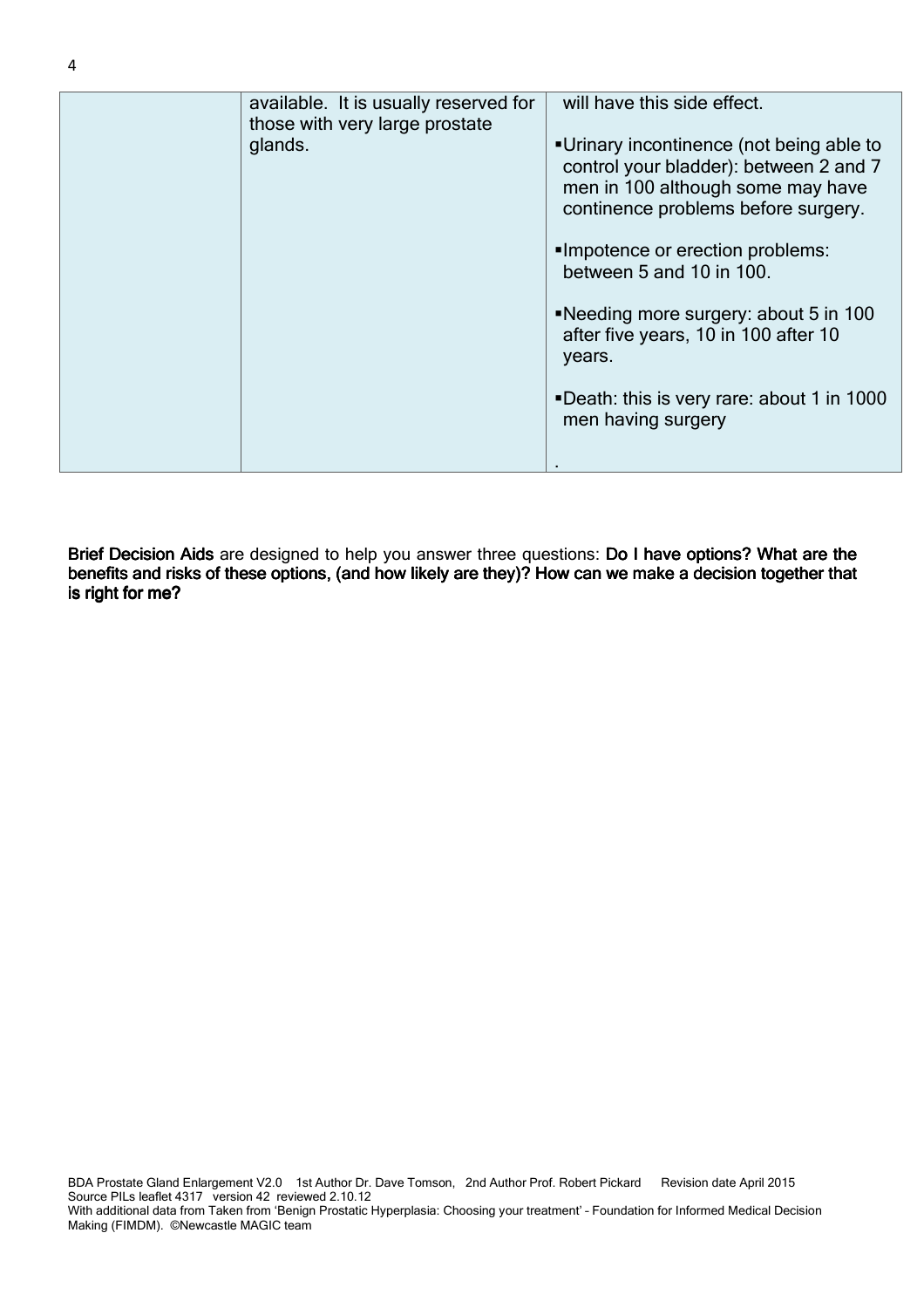| | | |
|---|---|---|
| | available. It is usually reserved for those with very large prostate glands. | will have this side effect.<br><br>▪Urinary incontinence (not being able to control your bladder): between 2 and 7 men in 100 although some may have continence problems before surgery.<br><br>▪Impotence or erection problems: between 5 and 10 in 100.<br><br>▪Needing more surgery: about 5 in 100 after five years, 10 in 100 after 10 years.<br><br>▪Death: this is very rare: about 1 in 1000 men having surgery<br><br>. |

**Brief Decision Aids** are designed to help you answer three questions: **Do I have options? What are the benefits and risks of these options, (and how likely are they)? How can we make a decision together that is right for me?**

BDA Prostate Gland Enlargement V2.0 1st Author Dr. Dave Tomson, 2nd Author Prof. Robert Pickard Revision date April 2015
Source PILs leaflet 4317 version 42 reviewed 2.10.12
With additional data from Taken from 'Benign Prostatic Hyperplasia: Choosing your treatment' – Foundation for Informed Medical Decision Making (FIMDM). ©Newcastle MAGIC team